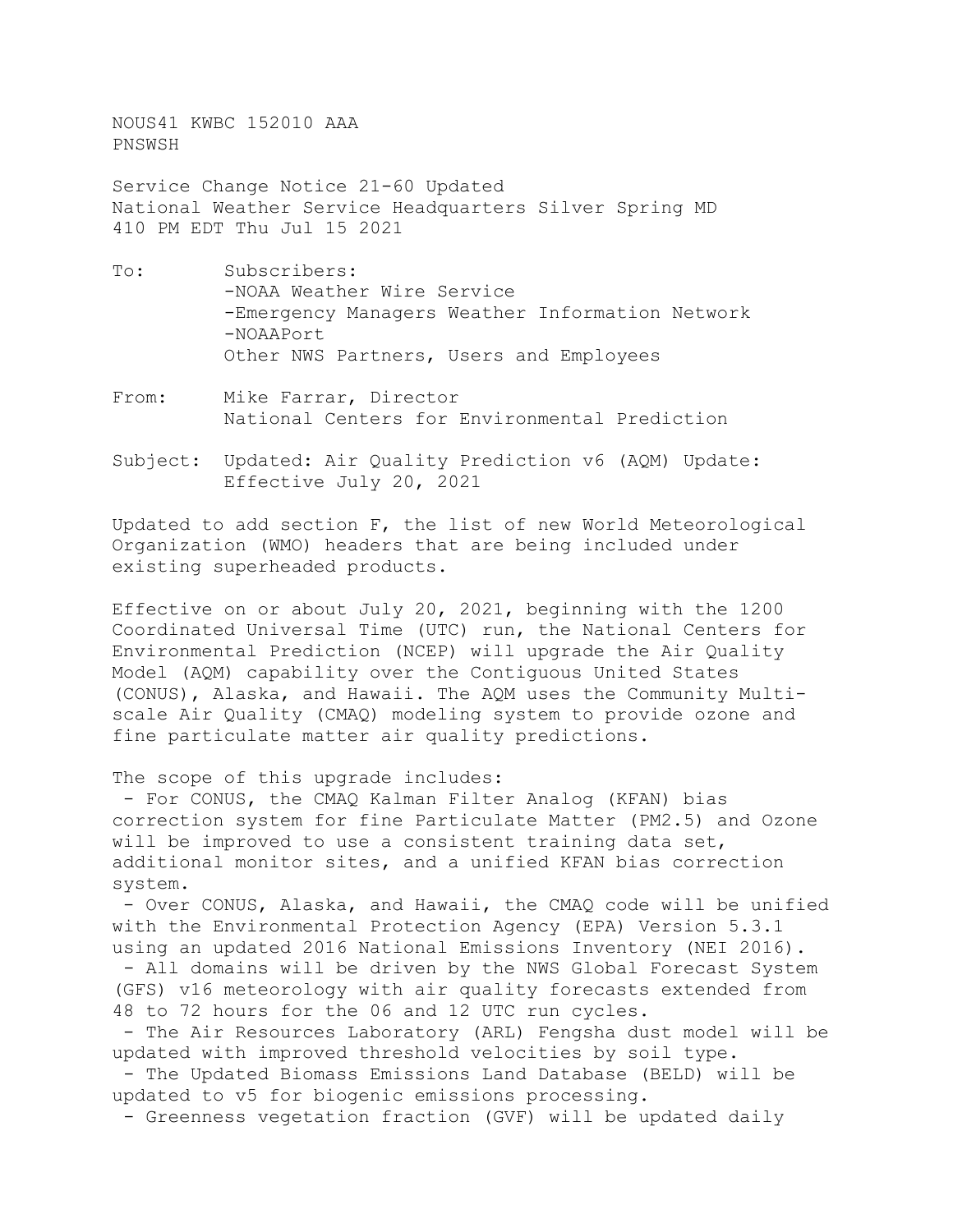NOUS41 KWBC 152010 AAA
PNSWSH

Service Change Notice 21-60 Updated
National Weather Service Headquarters Silver Spring MD
410 PM EDT Thu Jul 15 2021

To: Subscribers:
-NOAA Weather Wire Service
-Emergency Managers Weather Information Network
-NOAAPort
Other NWS Partners, Users and Employees

From: Mike Farrar, Director
National Centers for Environmental Prediction

Subject: Updated: Air Quality Prediction v6 (AQM) Update:
Effective July 20, 2021

Updated to add section F, the list of new World Meteorological Organization (WMO) headers that are being included under existing superheaded products.

Effective on or about July 20, 2021, beginning with the 1200 Coordinated Universal Time (UTC) run, the National Centers for Environmental Prediction (NCEP) will upgrade the Air Quality Model (AQM) capability over the Contiguous United States (CONUS), Alaska, and Hawaii. The AQM uses the Community Multi-scale Air Quality (CMAQ) modeling system to provide ozone and fine particulate matter air quality predictions.

The scope of this upgrade includes:

- For CONUS, the CMAQ Kalman Filter Analog (KFAN) bias correction system for fine Particulate Matter (PM2.5) and Ozone will be improved to use a consistent training data set, additional monitor sites, and a unified KFAN bias correction system.
- Over CONUS, Alaska, and Hawaii, the CMAQ code will be unified with the Environmental Protection Agency (EPA) Version 5.3.1 using an updated 2016 National Emissions Inventory (NEI 2016).
- All domains will be driven by the NWS Global Forecast System (GFS) v16 meteorology with air quality forecasts extended from 48 to 72 hours for the 06 and 12 UTC run cycles.
- The Air Resources Laboratory (ARL) Fengsha dust model will be updated with improved threshold velocities by soil type.
- The Updated Biomass Emissions Land Database (BELD) will be updated to v5 for biogenic emissions processing.
- Greenness vegetation fraction (GVF) will be updated daily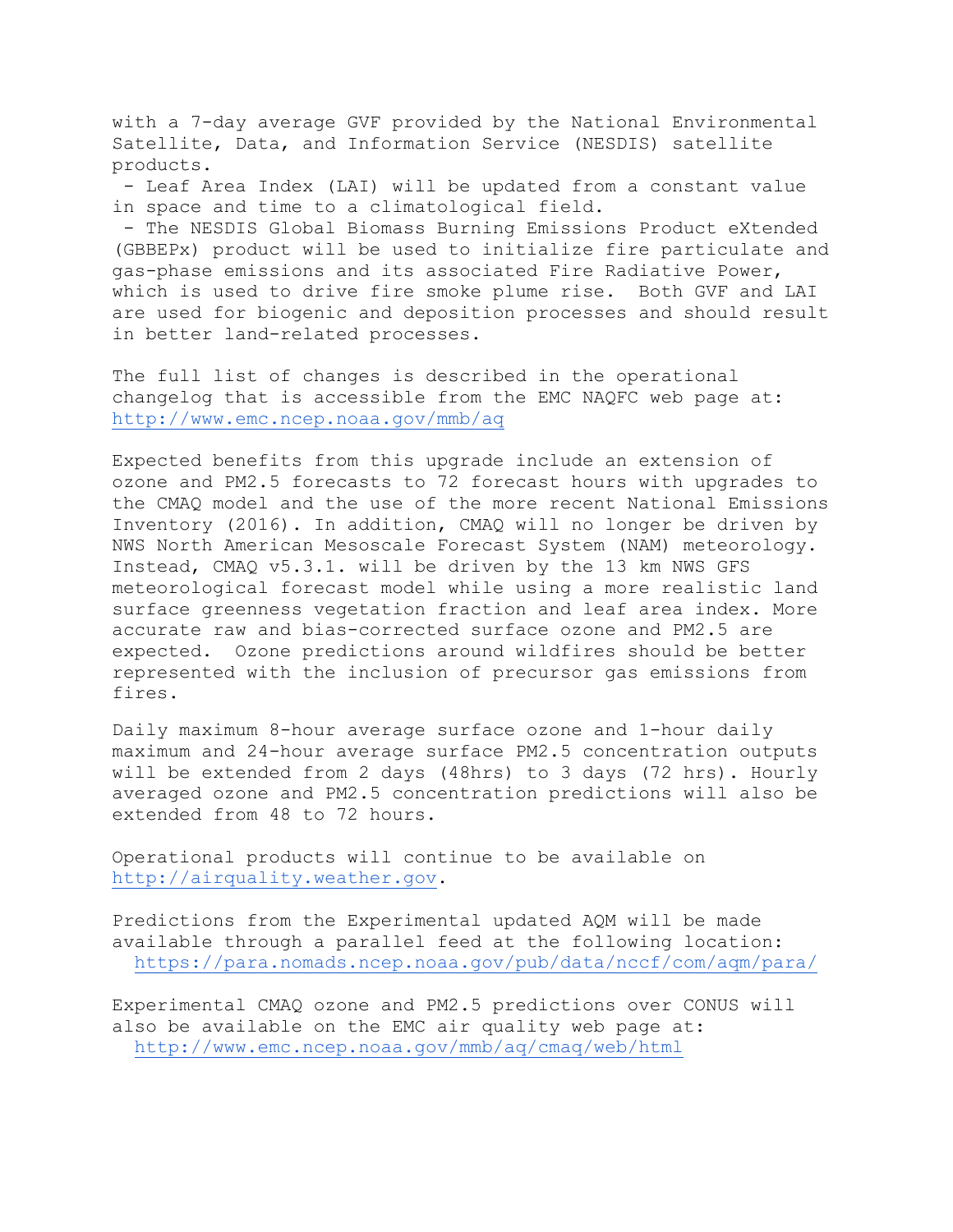with a 7-day average GVF provided by the National Environmental Satellite, Data, and Information Service (NESDIS) satellite products.

- Leaf Area Index (LAI) will be updated from a constant value in space and time to a climatological field.
- The NESDIS Global Biomass Burning Emissions Product eXtended (GBBEPx) product will be used to initialize fire particulate and gas-phase emissions and its associated Fire Radiative Power, which is used to drive fire smoke plume rise. Both GVF and LAI are used for biogenic and deposition processes and should result in better land-related processes.

The full list of changes is described in the operational changelog that is accessible from the EMC NAQFC web page at: http://www.emc.ncep.noaa.gov/mmb/aq

Expected benefits from this upgrade include an extension of ozone and PM2.5 forecasts to 72 forecast hours with upgrades to the CMAQ model and the use of the more recent National Emissions Inventory (2016). In addition, CMAQ will no longer be driven by NWS North American Mesoscale Forecast System (NAM) meteorology. Instead, CMAQ v5.3.1. will be driven by the 13 km NWS GFS meteorological forecast model while using a more realistic land surface greenness vegetation fraction and leaf area index. More accurate raw and bias-corrected surface ozone and PM2.5 are expected. Ozone predictions around wildfires should be better represented with the inclusion of precursor gas emissions from fires.

Daily maximum 8-hour average surface ozone and 1-hour daily maximum and 24-hour average surface PM2.5 concentration outputs will be extended from 2 days (48hrs) to 3 days (72 hrs). Hourly averaged ozone and PM2.5 concentration predictions will also be extended from 48 to 72 hours.

Operational products will continue to be available on http://airquality.weather.gov.

Predictions from the Experimental updated AQM will be made available through a parallel feed at the following location:
https://para.nomads.ncep.noaa.gov/pub/data/nccf/com/aqm/para/

Experimental CMAQ ozone and PM2.5 predictions over CONUS will also be available on the EMC air quality web page at:
http://www.emc.ncep.noaa.gov/mmb/aq/cmaq/web/html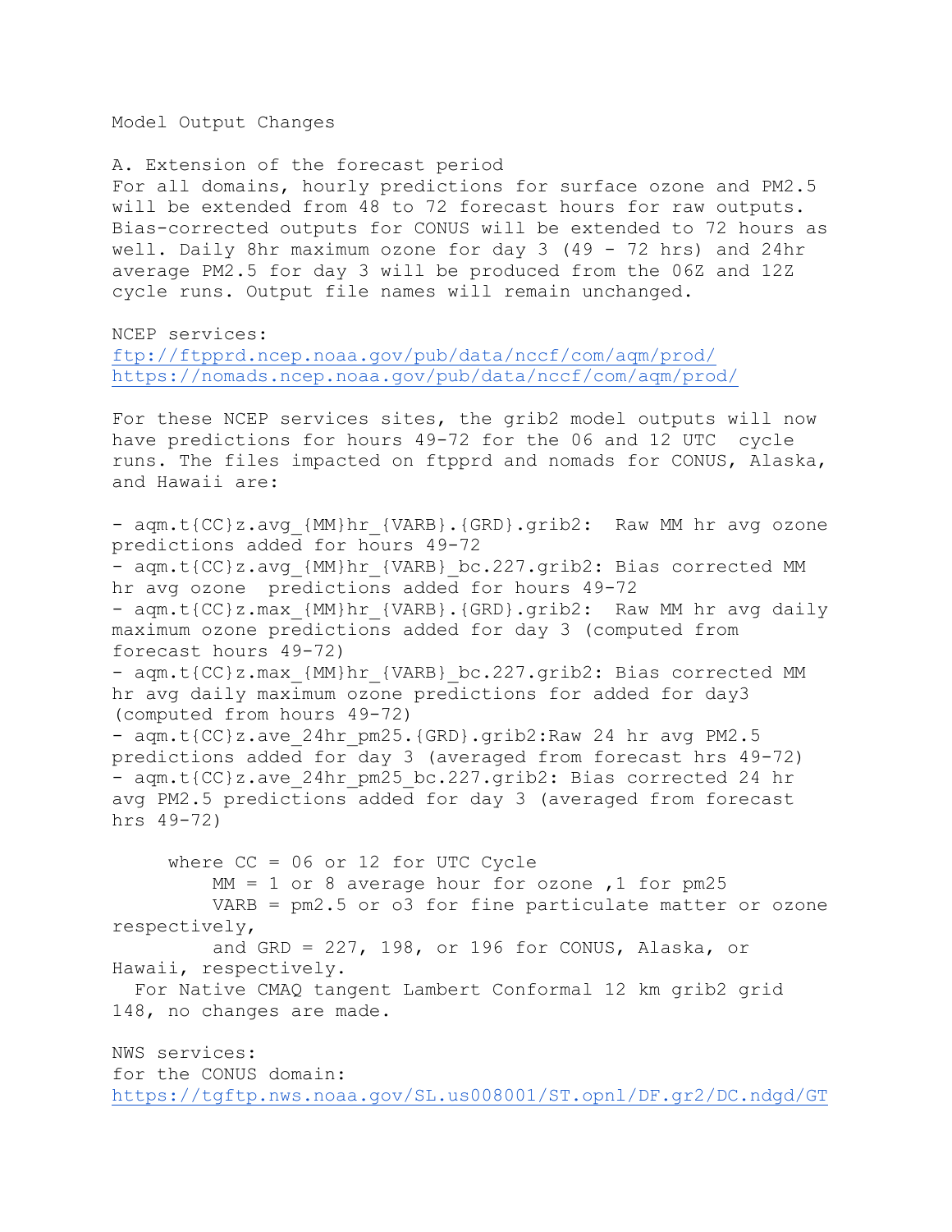Model Output Changes

A. Extension of the forecast period

For all domains, hourly predictions for surface ozone and PM2.5 will be extended from 48 to 72 forecast hours for raw outputs. Bias-corrected outputs for CONUS will be extended to 72 hours as well. Daily 8hr maximum ozone for day 3 (49 - 72 hrs) and 24hr average PM2.5 for day 3 will be produced from the 06Z and 12Z cycle runs. Output file names will remain unchanged.

NCEP services:

ftp://ftpprd.ncep.noaa.gov/pub/data/nccf/com/aqm/prod/
https://nomads.ncep.noaa.gov/pub/data/nccf/com/aqm/prod/

For these NCEP services sites, the grib2 model outputs will now have predictions for hours 49-72 for the 06 and 12 UTC cycle runs. The files impacted on ftpprd and nomads for CONUS, Alaska, and Hawaii are:

- aqm.t{CC}z.avg_{MM}hr_{VARB}.{GRD}.grib2: Raw MM hr avg ozone predictions added for hours 49-72
- aqm.t{CC}z.avg_{MM}hr_{VARB}_bc.227.grib2: Bias corrected MM hr avg ozone predictions added for hours 49-72
- aqm.t{CC}z.max_{MM}hr_{VARB}.{GRD}.grib2: Raw MM hr avg daily maximum ozone predictions added for day 3 (computed from forecast hours 49-72)
- aqm.t{CC}z.max_{MM}hr_{VARB}_bc.227.grib2: Bias corrected MM hr avg daily maximum ozone predictions for added for day3 (computed from hours 49-72)
- aqm.t{CC}z.ave_24hr_pm25.{GRD}.grib2:Raw 24 hr avg PM2.5 predictions added for day 3 (averaged from forecast hrs 49-72)
- aqm.t{CC}z.ave_24hr_pm25_bc.227.grib2: Bias corrected 24 hr avg PM2.5 predictions added for day 3 (averaged from forecast hrs 49-72)

where CC = 06 or 12 for UTC Cycle
MM = 1 or 8 average hour for ozone ,1 for pm25
VARB = pm2.5 or o3 for fine particulate matter or ozone respectively,
and GRD = 227, 198, or 196 for CONUS, Alaska, or Hawaii, respectively.
For Native CMAQ tangent Lambert Conformal 12 km grib2 grid 148, no changes are made.

NWS services:

for the CONUS domain:

https://tgftp.nws.noaa.gov/SL.us008001/ST.opnl/DF.gr2/DC.ndgd/GT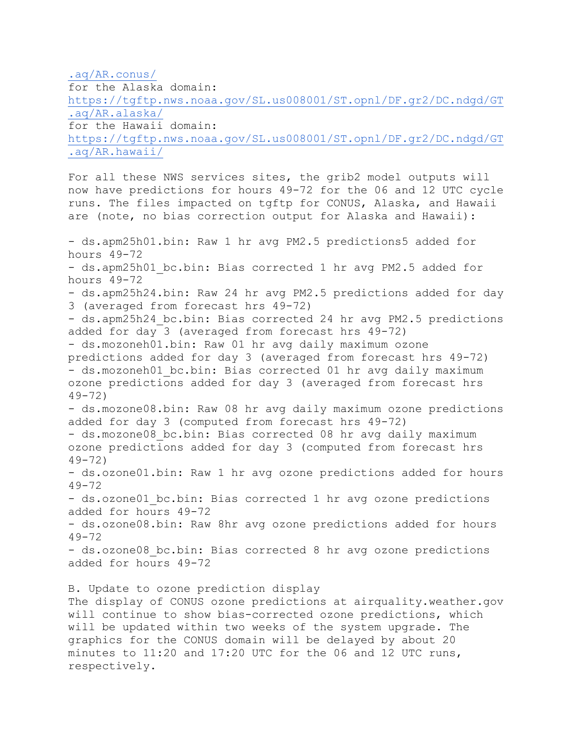.aq/AR.conus/
for the Alaska domain:
https://tgftp.nws.noaa.gov/SL.us008001/ST.opnl/DF.gr2/DC.ndgd/GT.aq/AR.alaska/
for the Hawaii domain:
https://tgftp.nws.noaa.gov/SL.us008001/ST.opnl/DF.gr2/DC.ndgd/GT.aq/AR.hawaii/

For all these NWS services sites, the grib2 model outputs will now have predictions for hours 49-72 for the 06 and 12 UTC cycle runs. The files impacted on tgftp for CONUS, Alaska, and Hawaii are (note, no bias correction output for Alaska and Hawaii):

- ds.apm25h01.bin: Raw 1 hr avg PM2.5 predictions5 added for hours 49-72
- ds.apm25h01_bc.bin: Bias corrected 1 hr avg PM2.5 added for hours 49-72
- ds.apm25h24.bin: Raw 24 hr avg PM2.5 predictions added for day 3 (averaged from forecast hrs 49-72)
- ds.apm25h24_bc.bin: Bias corrected 24 hr avg PM2.5 predictions added for day 3 (averaged from forecast hrs 49-72)
- ds.mozoneh01.bin: Raw 01 hr avg daily maximum ozone predictions added for day 3 (averaged from forecast hrs 49-72)
- ds.mozoneh01_bc.bin: Bias corrected 01 hr avg daily maximum ozone predictions added for day 3 (averaged from forecast hrs 49-72)
- ds.mozone08.bin: Raw 08 hr avg daily maximum ozone predictions added for day 3 (computed from forecast hrs 49-72)
- ds.mozone08_bc.bin: Bias corrected 08 hr avg daily maximum ozone predictions added for day 3 (computed from forecast hrs 49-72)
- ds.ozone01.bin: Raw 1 hr avg ozone predictions added for hours 49-72
- ds.ozone01_bc.bin: Bias corrected 1 hr avg ozone predictions added for hours 49-72
- ds.ozone08.bin: Raw 8hr avg ozone predictions added for hours 49-72
- ds.ozone08_bc.bin: Bias corrected 8 hr avg ozone predictions added for hours 49-72

B. Update to ozone prediction display
The display of CONUS ozone predictions at airquality.weather.gov will continue to show bias-corrected ozone predictions, which will be updated within two weeks of the system upgrade. The graphics for the CONUS domain will be delayed by about 20 minutes to 11:20 and 17:20 UTC for the 06 and 12 UTC runs, respectively.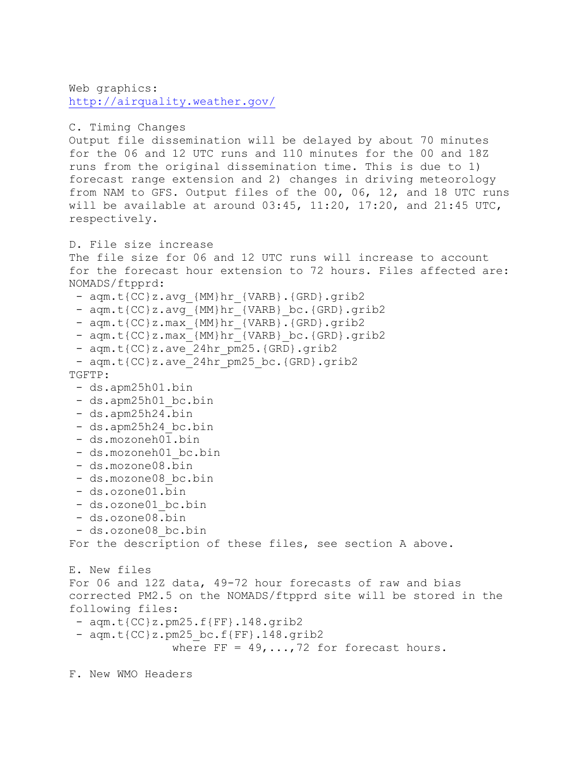Web graphics:
http://airquality.weather.gov/

C. Timing Changes
Output file dissemination will be delayed by about 70 minutes for the 06 and 12 UTC runs and 110 minutes for the 00 and 18Z runs from the original dissemination time. This is due to 1) forecast range extension and 2) changes in driving meteorology from NAM to GFS. Output files of the 00, 06, 12, and 18 UTC runs will be available at around 03:45, 11:20, 17:20, and 21:45 UTC, respectively.

D. File size increase
The file size for 06 and 12 UTC runs will increase to account for the forecast hour extension to 72 hours. Files affected are:
NOMADS/ftpprd:
- aqm.t{CC}z.avg_{MM}hr_{VARB}.{GRD}.grib2
- aqm.t{CC}z.avg_{MM}hr_{VARB}_bc.{GRD}.grib2
- aqm.t{CC}z.max_{MM}hr_{VARB}.{GRD}.grib2
- aqm.t{CC}z.max_{MM}hr_{VARB}_bc.{GRD}.grib2
- aqm.t{CC}z.ave_24hr_pm25.{GRD}.grib2
- aqm.t{CC}z.ave_24hr_pm25_bc.{GRD}.grib2

TGFTP:
- ds.apm25h01.bin
- ds.apm25h01_bc.bin
- ds.apm25h24.bin
- ds.apm25h24_bc.bin
- ds.mozoneh01.bin
- ds.mozoneh01_bc.bin
- ds.mozone08.bin
- ds.mozone08_bc.bin
- ds.ozone01.bin
- ds.ozone01_bc.bin
- ds.ozone08.bin
- ds.ozone08_bc.bin

For the description of these files, see section A above.

E. New files
For 06 and 12Z data, 49-72 hour forecasts of raw and bias corrected PM2.5 on the NOMADS/ftpprd site will be stored in the following files:
- aqm.t{CC}z.pm25.f{FF}.148.grib2
- aqm.t{CC}z.pm25_bc.f{FF}.148.grib2

where FF = 49,...,72 for forecast hours.

F. New WMO Headers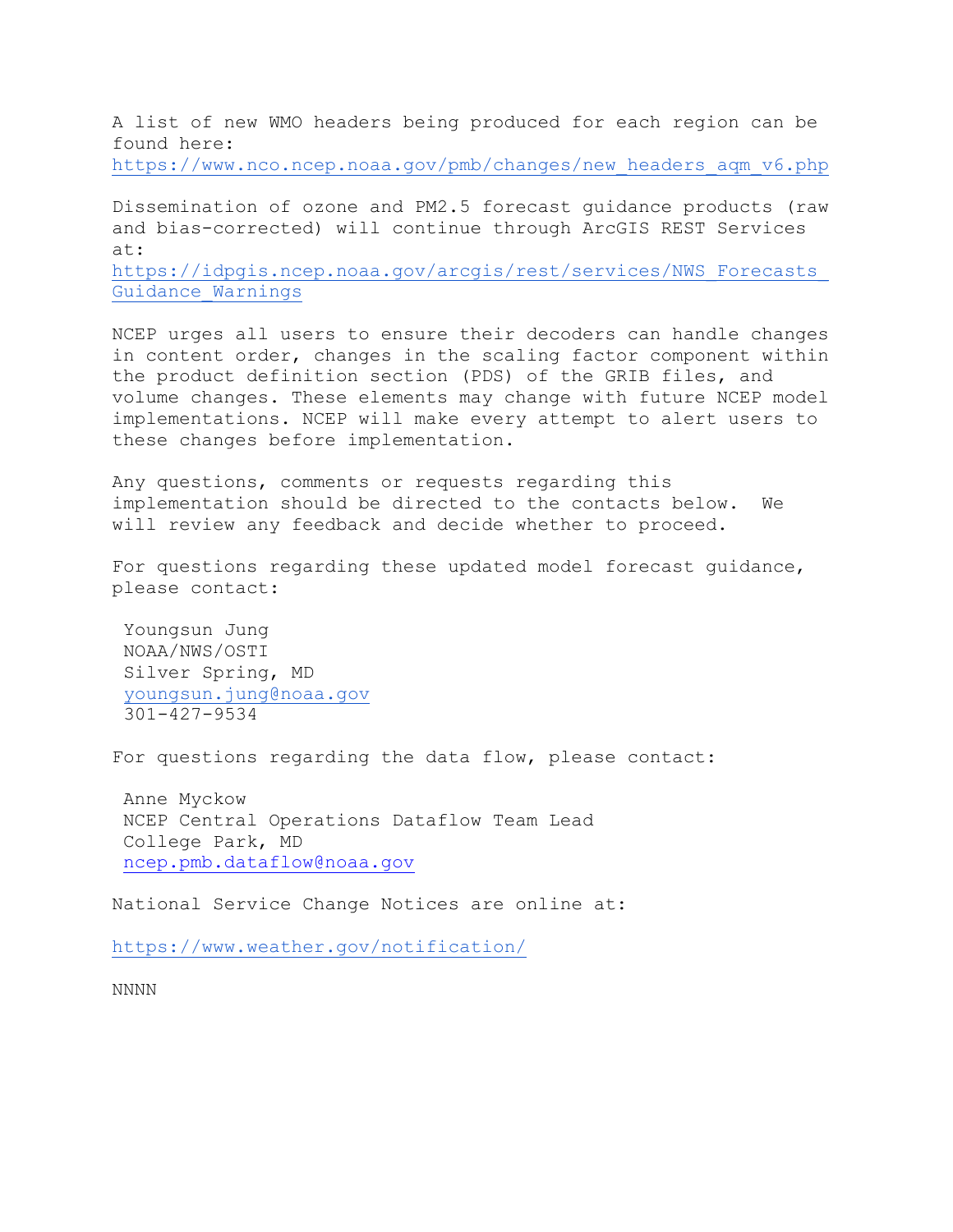A list of new WMO headers being produced for each region can be found here:
https://www.nco.ncep.noaa.gov/pmb/changes/new_headers_aqm_v6.php

Dissemination of ozone and PM2.5 forecast guidance products (raw and bias-corrected) will continue through ArcGIS REST Services at:
https://idpgis.ncep.noaa.gov/arcgis/rest/services/NWS_Forecasts_Guidance_Warnings

NCEP urges all users to ensure their decoders can handle changes in content order, changes in the scaling factor component within the product definition section (PDS) of the GRIB files, and volume changes. These elements may change with future NCEP model implementations. NCEP will make every attempt to alert users to these changes before implementation.

Any questions, comments or requests regarding this implementation should be directed to the contacts below. We will review any feedback and decide whether to proceed.

For questions regarding these updated model forecast guidance, please contact:

Youngsun Jung
NOAA/NWS/OSTI
Silver Spring, MD
youngsun.jung@noaa.gov
301-427-9534

For questions regarding the data flow, please contact:

Anne Myckow
NCEP Central Operations Dataflow Team Lead
College Park, MD
ncep.pmb.dataflow@noaa.gov

National Service Change Notices are online at:

https://www.weather.gov/notification/

NNNN